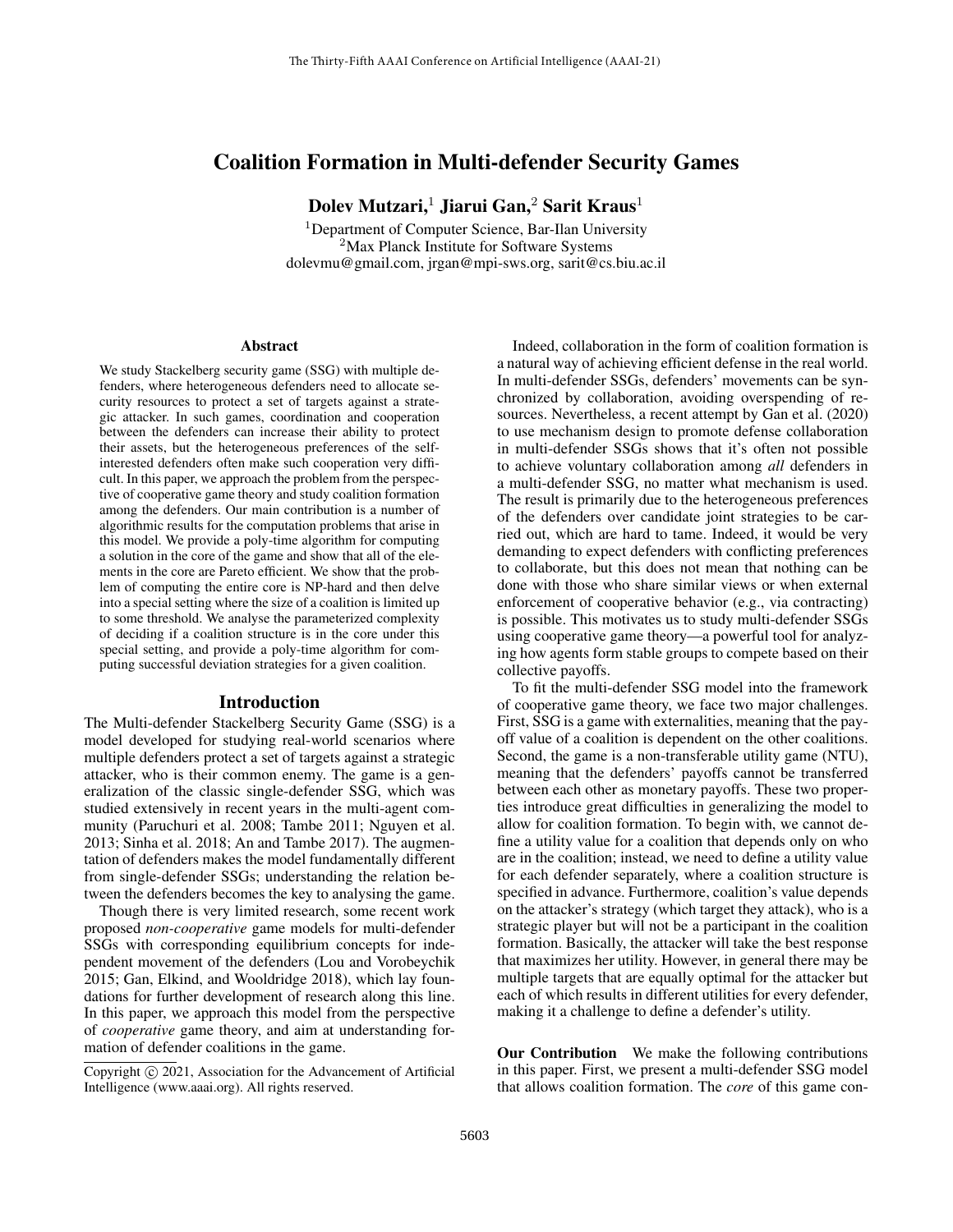# Coalition Formation in Multi-defender Security Games

**Dolev Mutzari,[1] Jiarui Gan,[2] Sarit Kraus[1]**

[1]Department of Computer Science, Bar-Ilan University
[2]Max Planck Institute for Software Systems
dolevmu@gmail.com, jrgan@mpi-sws.org, sarit@cs.biu.ac.il

## Abstract

We study Stackelberg security game (SSG) with multiple defenders, where heterogeneous defenders need to allocate security resources to protect a set of targets against a strategic attacker. In such games, coordination and cooperation between the defenders can increase their ability to protect their assets, but the heterogeneous preferences of the self-interested defenders often make such cooperation very difficult. In this paper, we approach the problem from the perspective of cooperative game theory and study coalition formation among the defenders. Our main contribution is a number of algorithmic results for the computation problems that arise in this model. We provide a poly-time algorithm for computing a solution in the core of the game and show that all of the elements in the core are Pareto efficient. We show that the problem of computing the entire core is NP-hard and then delve into a special setting where the size of a coalition is limited up to some threshold. We analyse the parameterized complexity of deciding if a coalition structure is in the core under this special setting, and provide a poly-time algorithm for computing successful deviation strategies for a given coalition.

## Introduction

The Multi-defender Stackelberg Security Game (SSG) is a model developed for studying real-world scenarios where multiple defenders protect a set of targets against a strategic attacker, who is their common enemy. The game is a generalization of the classic single-defender SSG, which was studied extensively in recent years in the multi-agent community (Paruchuri et al. 2008; Tambe 2011; Nguyen et al. 2013; Sinha et al. 2018; An and Tambe 2017). The augmentation of defenders makes the model fundamentally different from single-defender SSGs; understanding the relation between the defenders becomes the key to analysing the game.

Though there is very limited research, some recent work proposed *non-cooperative* game models for multi-defender SSGs with corresponding equilibrium concepts for independent movement of the defenders (Lou and Vorobeychik 2015; Gan, Elkind, and Wooldridge 2018), which lay foundations for further development of research along this line. In this paper, we approach this model from the perspective of *cooperative* game theory, and aim at understanding formation of defender coalitions in the game.

Copyright © 2021, Association for the Advancement of Artificial Intelligence (www.aaai.org). All rights reserved.

Indeed, collaboration in the form of coalition formation is a natural way of achieving efficient defense in the real world. In multi-defender SSGs, defenders' movements can be synchronized by collaboration, avoiding overspending of resources. Nevertheless, a recent attempt by Gan et al. (2020) to use mechanism design to promote defense collaboration in multi-defender SSGs shows that it's often not possible to achieve voluntary collaboration among *all* defenders in a multi-defender SSG, no matter what mechanism is used. The result is primarily due to the heterogeneous preferences of the defenders over candidate joint strategies to be carried out, which are hard to tame. Indeed, it would be very demanding to expect defenders with conflicting preferences to collaborate, but this does not mean that nothing can be done with those who share similar views or when external enforcement of cooperative behavior (e.g., via contracting) is possible. This motivates us to study multi-defender SSGs using cooperative game theory—a powerful tool for analyzing how agents form stable groups to compete based on their collective payoffs.

To fit the multi-defender SSG model into the framework of cooperative game theory, we face two major challenges. First, SSG is a game with externalities, meaning that the payoff value of a coalition is dependent on the other coalitions. Second, the game is a non-transferable utility game (NTU), meaning that the defenders' payoffs cannot be transferred between each other as monetary payoffs. These two properties introduce great difficulties in generalizing the model to allow for coalition formation. To begin with, we cannot define a utility value for a coalition that depends only on who are in the coalition; instead, we need to define a utility value for each defender separately, where a coalition structure is specified in advance. Furthermore, coalition's value depends on the attacker's strategy (which target they attack), who is a strategic player but will not be a participant in the coalition formation. Basically, the attacker will take the best response that maximizes her utility. However, in general there may be multiple targets that are equally optimal for the attacker but each of which results in different utilities for every defender, making it a challenge to define a defender's utility.

**Our Contribution** We make the following contributions in this paper. First, we present a multi-defender SSG model that allows coalition formation. The *core* of this game con-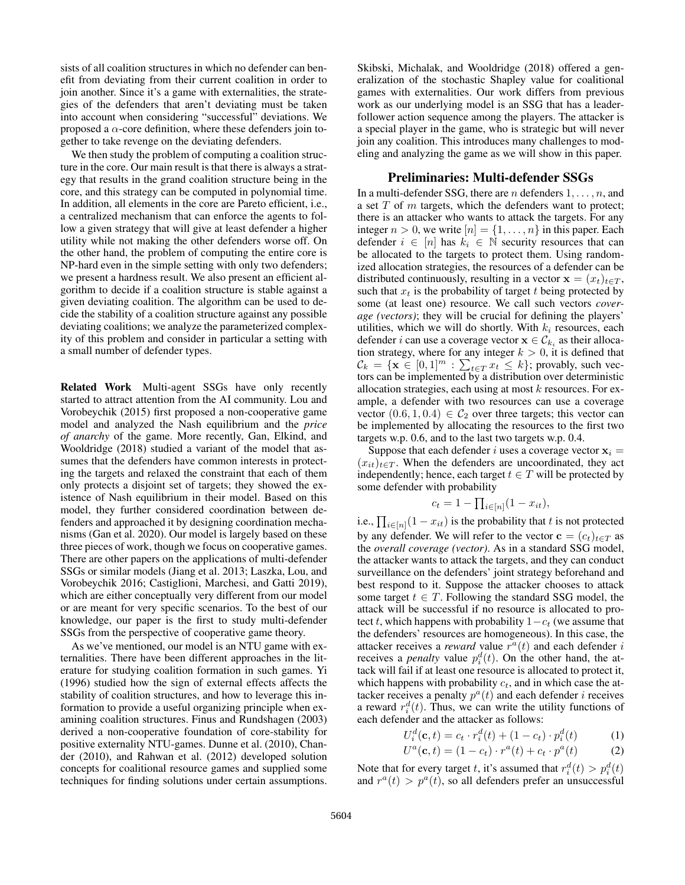sists of all coalition structures in which no defender can benefit from deviating from their current coalition in order to join another. Since it's a game with externalities, the strategies of the defenders that aren't deviating must be taken into account when considering "successful" deviations. We proposed a $\alpha$-core definition, where these defenders join together to take revenge on the deviating defenders.

We then study the problem of computing a coalition structure in the core. Our main result is that there is always a strategy that results in the grand coalition structure being in the core, and this strategy can be computed in polynomial time. In addition, all elements in the core are Pareto efficient, i.e., a centralized mechanism that can enforce the agents to follow a given strategy that will give at least defender a higher utility while not making the other defenders worse off. On the other hand, the problem of computing the entire core is NP-hard even in the simple setting with only two defenders; we present a hardness result. We also present an efficient algorithm to decide if a coalition structure is stable against a given deviating coalition. The algorithm can be used to decide the stability of a coalition structure against any possible deviating coalitions; we analyze the parameterized complexity of this problem and consider in particular a setting with a small number of defender types.

**Related Work** Multi-agent SSGs have only recently started to attract attention from the AI community. Lou and Vorobeychik (2015) first proposed a non-cooperative game model and analyzed the Nash equilibrium and the *price of anarchy* of the game. More recently, Gan, Elkind, and Wooldridge (2018) studied a variant of the model that assumes that the defenders have common interests in protecting the targets and relaxed the constraint that each of them only protects a disjoint set of targets; they showed the existence of Nash equilibrium in their model. Based on this model, they further considered coordination between defenders and approached it by designing coordination mechanisms (Gan et al. 2020). Our model is largely based on these three pieces of work, though we focus on cooperative games. There are other papers on the applications of multi-defender SSGs or similar models (Jiang et al. 2013; Laszka, Lou, and Vorobeychik 2016; Castiglioni, Marchesi, and Gatti 2019), which are either conceptually very different from our model or are meant for very specific scenarios. To the best of our knowledge, our paper is the first to study multi-defender SSGs from the perspective of cooperative game theory.

As we've mentioned, our model is an NTU game with externalities. There have been different approaches in the literature for studying coalition formation in such games. Yi (1996) studied how the sign of external effects affects the stability of coalition structures, and how to leverage this information to provide a useful organizing principle when examining coalition structures. Finus and Rundshagen (2003) derived a non-cooperative foundation of core-stability for positive externality NTU-games. Dunne et al. (2010), Chander (2010), and Rahwan et al. (2012) developed solution concepts for coalitional resource games and supplied some techniques for finding solutions under certain assumptions. Skibski, Michalak, and Wooldridge (2018) offered a generalization of the stochastic Shapley value for coalitional games with externalities. Our work differs from previous work as our underlying model is an SSG that has a leader-follower action sequence among the players. The attacker is a special player in the game, who is strategic but will never join any coalition. This introduces many challenges to modeling and analyzing the game as we will show in this paper.

## Preliminaries: Multi-defender SSGs

In a multi-defender SSG, there are $n$ defenders $1, \ldots, n$, and a set $T$ of $m$ targets, which the defenders want to protect; there is an attacker who wants to attack the targets. For any integer $n > 0$, we write $[n] = \{1, \ldots, n\}$ in this paper. Each defender $i \in [n]$ has $k_i \in \mathbb{N}$ security resources that can be allocated to the targets to protect them. Using randomized allocation strategies, the resources of a defender can be distributed continuously, resulting in a vector $\mathbf{x} = (x_t)_{t \in T}$, such that $x_t$ is the probability of target $t$ being protected by some (at least one) resource. We call such vectors *coverage (vectors)*; they will be crucial for defining the players' utilities, which we will do shortly. With $k_i$ resources, each defender $i$ can use a coverage vector $\mathbf{x} \in \mathcal{C}_{k_i}$ as their allocation strategy, where for any integer $k > 0$, it is defined that $\mathcal{C}_k = \{\mathbf{x} \in [0,1]^m : \sum_{t \in T} x_t \leq k\}$; provably, such vectors can be implemented by a distribution over deterministic allocation strategies, each using at most $k$ resources. For example, a defender with two resources can use a coverage vector $(0.6, 1, 0.4) \in \mathcal{C}_2$ over three targets; this vector can be implemented by allocating the resources to the first two targets w.p. 0.6, and to the last two targets w.p. 0.4.

Suppose that each defender $i$ uses a coverage vector $\mathbf{x}_i = (x_{it})_{t \in T}$. When the defenders are uncoordinated, they act independently; hence, each target $t \in T$ will be protected by some defender with probability

$$c_t = 1 - \textstyle\prod_{i \in [n]} (1 - x_{it}),$$

i.e., $\prod_{i \in [n]} (1 - x_{it})$ is the probability that $t$ is not protected by any defender. We will refer to the vector $\mathbf{c} = (c_t)_{t \in T}$ as the *overall coverage (vector)*. As in a standard SSG model, the attacker wants to attack the targets, and they can conduct surveillance on the defenders' joint strategy beforehand and best respond to it. Suppose the attacker chooses to attack some target $t \in T$. Following the standard SSG model, the attack will be successful if no resource is allocated to protect $t$, which happens with probability $1 - c_t$ (we assume that the defenders' resources are homogeneous). In this case, the attacker receives a *reward* value $r^a(t)$ and each defender $i$ receives a *penalty* value $p_i^d(t)$. On the other hand, the attack will fail if at least one resource is allocated to protect it, which happens with probability $c_t$, and in which case the attacker receives a penalty $p^a(t)$ and each defender $i$ receives a reward $r_i^d(t)$. Thus, we can write the utility functions of each defender and the attacker as follows:

$$U_i^d(\mathbf{c}, t) = c_t \cdot r_i^d(t) + (1 - c_t) \cdot p_i^d(t) \qquad (1)$$

$$U^a(\mathbf{c}, t) = (1 - c_t) \cdot r^a(t) + c_t \cdot p^a(t) \qquad (2)$$

Note that for every target $t$, it's assumed that $r_i^d(t) > p_i^d(t)$ and $r^a(t) > p^a(t)$, so all defenders prefer an unsuccessful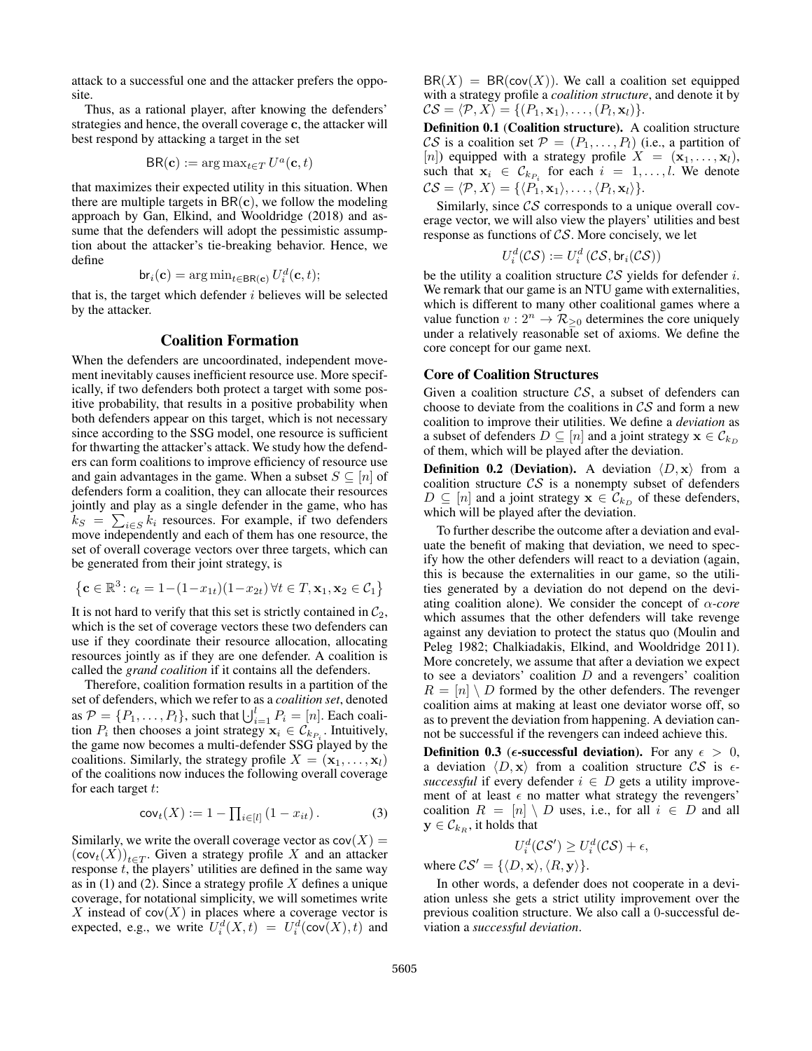attack to a successful one and the attacker prefers the opposite.

Thus, as a rational player, after knowing the defenders' strategies and hence, the overall coverage $\mathbf{c}$, the attacker will best respond by attacking a target in the set

$$\mathsf{BR}(\mathbf{c}) := \arg\max_{t \in T} U^a(\mathbf{c}, t)$$

that maximizes their expected utility in this situation. When there are multiple targets in $\mathsf{BR}(\mathbf{c})$, we follow the modeling approach by Gan, Elkind, and Wooldridge (2018) and assume that the defenders will adopt the pessimistic assumption about the attacker's tie-breaking behavior. Hence, we define

$$\mathsf{br}_i(\mathbf{c}) = \arg\min_{t \in \mathsf{BR}(\mathbf{c})} U_i^d(\mathbf{c}, t);$$

that is, the target which defender $i$ believes will be selected by the attacker.

## Coalition Formation

When the defenders are uncoordinated, independent movement inevitably causes inefficient resource use. More specifically, if two defenders both protect a target with some positive probability, that results in a positive probability when both defenders appear on this target, which is not necessary since according to the SSG model, one resource is sufficient for thwarting the attacker's attack. We study how the defenders can form coalitions to improve efficiency of resource use and gain advantages in the game. When a subset $S \subseteq [n]$ of defenders form a coalition, they can allocate their resources jointly and play as a single defender in the game, who has $k_S = \sum_{i \in S} k_i$ resources. For example, if two defenders move independently and each of them has one resource, the set of overall coverage vectors over three targets, which can be generated from their joint strategy, is

$$\left\{ \mathbf{c} \in \mathbb{R}^3 \colon c_t = 1 - (1 - x_{1t})(1 - x_{2t}) \, \forall t \in T, \mathbf{x}_1, \mathbf{x}_2 \in \mathcal{C}_1 \right\}$$

It is not hard to verify that this set is strictly contained in $\mathcal{C}_2$, which is the set of coverage vectors these two defenders can use if they coordinate their resource allocation, allocating resources jointly as if they are one defender. A coalition is called the *grand coalition* if it contains all the defenders.

Therefore, coalition formation results in a partition of the set of defenders, which we refer to as a *coalition set*, denoted as $\mathcal{P} = \{P_1, \ldots, P_l\}$, such that $\bigcup_{i=1}^{l} P_i = [n]$. Each coalition $P_i$ then chooses a joint strategy $\mathbf{x}_i \in \mathcal{C}_{k_{P_i}}$. Intuitively, the game now becomes a multi-defender SSG played by the coalitions. Similarly, the strategy profile $X = (\mathbf{x}_1, \ldots, \mathbf{x}_l)$ of the coalitions now induces the following overall coverage for each target $t$:

$$\mathsf{cov}_t(X) := 1 - \prod_{i \in [l]} (1 - x_{it}). \tag{3}$$

Similarly, we write the overall coverage vector as $\mathsf{cov}(X) = (\mathsf{cov}_t(X))_{t \in T}$. Given a strategy profile $X$ and an attacker response $t$, the players' utilities are defined in the same way as in (1) and (2). Since a strategy profile $X$ defines a unique coverage, for notational simplicity, we will sometimes write $X$ instead of $\mathsf{cov}(X)$ in places where a coverage vector is expected, e.g., we write $U_i^d(X, t) = U_i^d(\mathsf{cov}(X), t)$ and $\mathsf{BR}(X) = \mathsf{BR}(\mathsf{cov}(X))$. We call a coalition set equipped with a strategy profile a *coalition structure*, and denote it by $\mathcal{CS} = \langle \mathcal{P}, X \rangle = \{(P_1, \mathbf{x}_1), \ldots, (P_l, \mathbf{x}_l)\}$.

**Definition 0.1 (Coalition structure).** A coalition structure $\mathcal{CS}$ is a coalition set $\mathcal{P} = (P_1, \ldots, P_l)$ (i.e., a partition of $[n]$) equipped with a strategy profile $X = (\mathbf{x}_1, \ldots, \mathbf{x}_l)$, such that $\mathbf{x}_i \in \mathcal{C}_{k_{P_i}}$ for each $i = 1, \ldots, l$. We denote $\mathcal{CS} = \langle \mathcal{P}, X \rangle = \{\langle P_1, \mathbf{x}_1 \rangle, \ldots, \langle P_l, \mathbf{x}_l \rangle\}$.

Similarly, since $\mathcal{CS}$ corresponds to a unique overall coverage vector, we will also view the players' utilities and best response as functions of $\mathcal{CS}$. More concisely, we let

$$U_i^d(\mathcal{CS}) := U_i^d\left(\mathcal{CS}, \mathsf{br}_i(\mathcal{CS})\right)$$

be the utility a coalition structure $\mathcal{CS}$ yields for defender $i$. We remark that our game is an NTU game with externalities, which is different to many other coalitional games where a value function $v : 2^n \to \mathcal{R}_{\geq 0}$ determines the core uniquely under a relatively reasonable set of axioms. We define the core concept for our game next.

### Core of Coalition Structures

Given a coalition structure $\mathcal{CS}$, a subset of defenders can choose to deviate from the coalitions in $\mathcal{CS}$ and form a new coalition to improve their utilities. We define a *deviation* as a subset of defenders $D \subseteq [n]$ and a joint strategy $\mathbf{x} \in \mathcal{C}_{k_D}$ of them, which will be played after the deviation.

**Definition 0.2 (Deviation).** A deviation $\langle D, \mathbf{x} \rangle$ from a coalition structure $\mathcal{CS}$ is a nonempty subset of defenders $D \subseteq [n]$ and a joint strategy $\mathbf{x} \in \mathcal{C}_{k_D}$ of these defenders, which will be played after the deviation.

To further describe the outcome after a deviation and evaluate the benefit of making that deviation, we need to specify how the other defenders will react to a deviation (again, this is because the externalities in our game, so the utilities generated by a deviation do not depend on the deviating coalition alone). We consider the concept of $\alpha$*-core* which assumes that the other defenders will take revenge against any deviation to protect the status quo (Moulin and Peleg 1982; Chalkiadakis, Elkind, and Wooldridge 2011). More concretely, we assume that after a deviation we expect to see a deviators' coalition $D$ and a revengers' coalition $R = [n] \setminus D$ formed by the other defenders. The revenger coalition aims at making at least one deviator worse off, so as to prevent the deviation from happening. A deviation cannot be successful if the revengers can indeed achieve this.

**Definition 0.3 ($\epsilon$-successful deviation).** For any $\epsilon > 0$, a deviation $\langle D, \mathbf{x} \rangle$ from a coalition structure $\mathcal{CS}$ is $\epsilon$-*successful* if every defender $i \in D$ gets a utility improvement of at least $\epsilon$ no matter what strategy the revengers' coalition $R = [n] \setminus D$ uses, i.e., for all $i \in D$ and all $\mathbf{y} \in \mathcal{C}_{k_R}$, it holds that

$$U_i^d(\mathcal{CS}') \geq U_i^d(\mathcal{CS}) + \epsilon,$$

where $\mathcal{CS}' = \{\langle D, \mathbf{x} \rangle, \langle R, \mathbf{y} \rangle\}$.

In other words, a defender does not cooperate in a deviation unless she gets a strict utility improvement over the previous coalition structure. We also call a 0-successful deviation a *successful deviation*.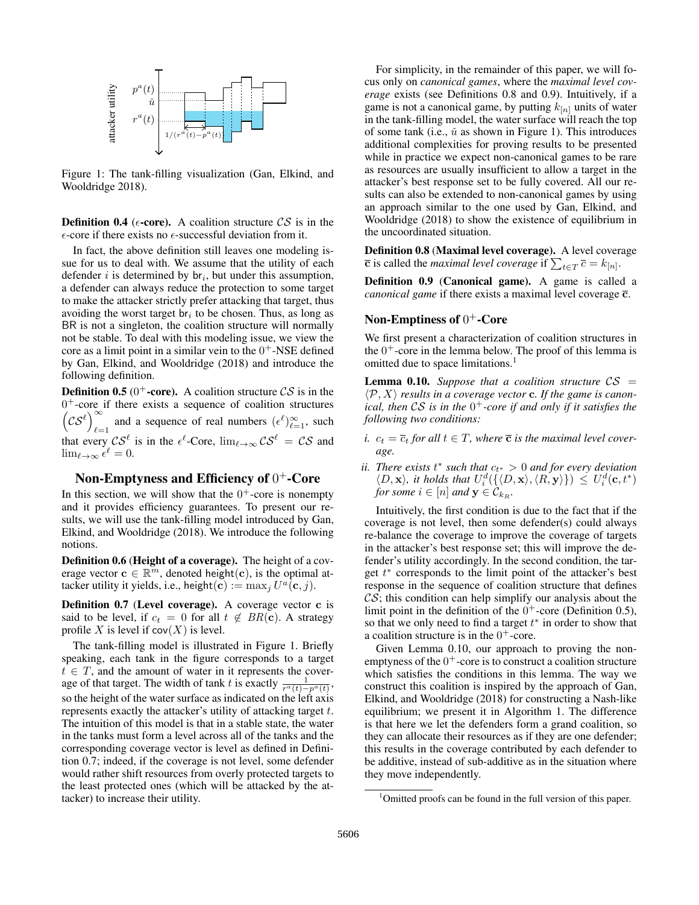Figure 1: The tank-filling visualization (Gan, Elkind, and Wooldridge 2018).

**Definition 0.4** (**$\epsilon$-core**). A coalition structure $\mathcal{CS}$ is in the $\epsilon$-core if there exists no $\epsilon$-successful deviation from it.

In fact, the above definition still leaves one modeling issue for us to deal with. We assume that the utility of each defender $i$ is determined by $\mathsf{br}_i$, but under this assumption, a defender can always reduce the protection to some target to make the attacker strictly prefer attacking that target, thus avoiding the worst target $\mathsf{br}_i$ to be chosen. Thus, as long as $\mathsf{BR}$ is not a singleton, the coalition structure will normally not be stable. To deal with this modeling issue, we view the core as a limit point in a similar vein to the $0^+$-NSE defined by Gan, Elkind, and Wooldridge (2018) and introduce the following definition.

**Definition 0.5** (**$0^+$-core**). A coalition structure $\mathcal{CS}$ is in the $0^+$-core if there exists a sequence of coalition structures $\left(\mathcal{CS}^\ell\right)_{\ell=1}^\infty$ and a sequence of real numbers $(\epsilon^\ell)_{\ell=1}^\infty$, such that every $\mathcal{CS}^\ell$ is in the $\epsilon^\ell$-Core, $\lim_{\ell\to\infty}\mathcal{CS}^\ell = \mathcal{CS}$ and $\lim_{\ell\to\infty}\epsilon^\ell = 0$.

## Non-Emptyness and Efficiency of $0^+$-Core

In this section, we will show that the $0^+$-core is nonempty and it provides efficiency guarantees. To present our results, we will use the tank-filling model introduced by Gan, Elkind, and Wooldridge (2018). We introduce the following notions.

**Definition 0.6** (**Height of a coverage).** The height of a coverage vector $\mathbf{c} \in \mathbb{R}^m$, denoted $\mathsf{height}(\mathbf{c})$, is the optimal attacker utility it yields, i.e., $\mathsf{height}(\mathbf{c}) := \max_j U^a(\mathbf{c}, j)$.

**Definition 0.7** (**Level coverage).** A coverage vector $\mathbf{c}$ is said to be level, if $c_t = 0$ for all $t \notin BR(\mathbf{c})$. A strategy profile $X$ is level if $\mathsf{cov}(X)$ is level.

The tank-filling model is illustrated in Figure 1. Briefly speaking, each tank in the figure corresponds to a target $t \in T$, and the amount of water in it represents the coverage of that target. The width of tank $t$ is exactly $\frac{1}{r^a(t)-p^a(t)}$, so the height of the water surface as indicated on the left axis represents exactly the attacker's utility of attacking target $t$. The intuition of this model is that in a stable state, the water in the tanks must form a level across all of the tanks and the corresponding coverage vector is level as defined in Definition 0.7; indeed, if the coverage is not level, some defender would rather shift resources from overly protected targets to the least protected ones (which will be attacked by the attacker) to increase their utility.

For simplicity, in the remainder of this paper, we will focus only on *canonical games*, where the *maximal level coverage* exists (see Definitions 0.8 and 0.9). Intuitively, if a game is not a canonical game, by putting $k_{[n]}$ units of water in the tank-filling model, the water surface will reach the top of some tank (i.e., $\check{u}$ as shown in Figure 1). This introduces additional complexities for proving results to be presented while in practice we expect non-canonical games to be rare as resources are usually insufficient to allow a target in the attacker's best response set to be fully covered. All our results can also be extended to non-canonical games by using an approach similar to the one used by Gan, Elkind, and Wooldridge (2018) to show the existence of equilibrium in the uncoordinated situation.

**Definition 0.8** (**Maximal level coverage).** A level coverage $\overline{\mathbf{c}}$ is called the *maximal level coverage* if $\sum_{t\in T}\overline{c} = k_{[n]}$.

**Definition 0.9** (**Canonical game).** A game is called a *canonical game* if there exists a maximal level coverage $\overline{\mathbf{c}}$.

### Non-Emptiness of $0^+$-Core

We first present a characterization of coalition structures in the $0^+$-core in the lemma below. The proof of this lemma is omitted due to space limitations.[1]

**Lemma 0.10.** *Suppose that a coalition structure $\mathcal{CS} = \langle \mathcal{P}, X\rangle$ results in a coverage vector $\mathbf{c}$. If the game is canonical, then $\mathcal{CS}$ is in the $0^+$-core if and only if it satisfies the following two conditions:*

*i. $c_t = \overline{c}_t$ for all $t \in T$, where $\overline{\mathbf{c}}$ is the maximal level coverage.*

*ii. There exists $t^*$ such that $c_{t^*} > 0$ and for every deviation $\langle D, \mathbf{x}\rangle$, it holds that $U_i^d(\{\langle D, \mathbf{x}\rangle, \langle R, \mathbf{y}\rangle\}) \le U_i^d(\mathbf{c}, t^*)$ for some $i \in [n]$ and $\mathbf{y} \in \mathcal{C}_{k_R}$.*

Intuitively, the first condition is due to the fact that if the coverage is not level, then some defender(s) could always re-balance the coverage to improve the coverage of targets in the attacker's best response set; this will improve the defender's utility accordingly. In the second condition, the target $t^*$ corresponds to the limit point of the attacker's best response in the sequence of coalition structure that defines $\mathcal{CS}$; this condition can help simplify our analysis about the limit point in the definition of the $0^+$-core (Definition 0.5), so that we only need to find a target $t^*$ in order to show that a coalition structure is in the $0^+$-core.

Given Lemma 0.10, our approach to proving the non-emptyness of the $0^+$-core is to construct a coalition structure which satisfies the conditions in this lemma. The way we construct this coalition is inspired by the approach of Gan, Elkind, and Wooldridge (2018) for constructing a Nash-like equilibrium; we present it in Algorithm 1. The difference is that here we let the defenders form a grand coalition, so they can allocate their resources as if they are one defender; this results in the coverage contributed by each defender to be additive, instead of sub-additive as in the situation where they move independently.

[1] Omitted proofs can be found in the full version of this paper.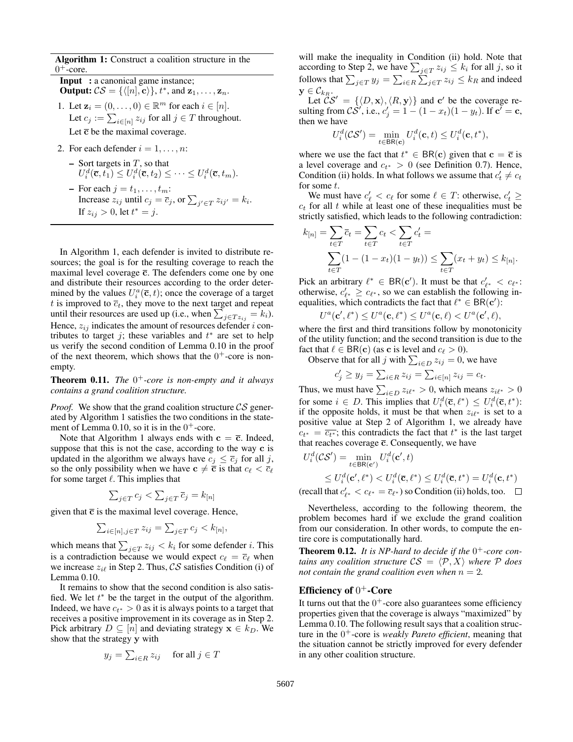**Algorithm 1:** Construct a coalition structure in the $0^+$-core.

**Input :** a canonical game instance;
**Output:** $\mathcal{CS} = \{\langle [n], \mathbf{c} \rangle\}$, $t^*$, and $\mathbf{z}_1, \ldots, \mathbf{z}_n$.

1. Let $\mathbf{z}_i = (0, \ldots, 0) \in \mathbb{R}^m$ for each $i \in [n]$.
   Let $c_j := \sum_{i \in [n]} z_{ij}$ for all $j \in T$ throughout.
   Let $\overline{\mathbf{c}}$ be the maximal coverage.
2. For each defender $i = 1, \ldots, n$:
   - Sort targets in $T$, so that $U_i^d(\overline{\mathbf{c}}, t_1) \le U_i^d(\overline{\mathbf{c}}, t_2) \le \cdots \le U_i^d(\overline{\mathbf{c}}, t_m)$.
   - For each $j = t_1, \ldots, t_m$:
     Increase $z_{ij}$ until $c_j = \overline{c}_j$, or $\sum_{j' \in T} z_{ij'} = k_i$.
     If $z_{ij} > 0$, let $t^* = j$.

In Algorithm 1, each defender is invited to distribute resources; the goal is for the resulting coverage to reach the maximal level coverage $\overline{\mathbf{c}}$. The defenders come one by one and distribute their resources according to the order determined by the values $U_i^a(\overline{\mathbf{c}}, t)$; once the coverage of a target $t$ is improved to $\overline{c}_t$, they move to the next target and repeat until their resources are used up (i.e., when $\sum_{j \in T z_{ij}} = k_i$). Hence, $z_{ij}$ indicates the amount of resources defender $i$ contributes to target $j$; these variables and $t^*$ are set to help us verify the second condition of Lemma 0.10 in the proof of the next theorem, which shows that the $0^+$-core is non-empty.

**Theorem 0.11.** *The $0^+$-core is non-empty and it always contains a grand coalition structure.*

*Proof.* We show that the grand coalition structure $\mathcal{CS}$ generated by Algorithm 1 satisfies the two conditions in the statement of Lemma 0.10, so it is in the $0^+$-core.

Note that Algorithm 1 always ends with $\mathbf{c} = \overline{\mathbf{c}}$. Indeed, suppose that this is not the case, according to the way $\mathbf{c}$ is updated in the algorithm we always have $c_j \le \overline{c}_j$ for all $j$, so the only possibility when we have $\mathbf{c} \ne \overline{\mathbf{c}}$ is that $c_\ell < \overline{c}_\ell$ for some target $\ell$. This implies that

$$\textstyle\sum_{j \in T} c_j < \sum_{j \in T} \overline{c}_j = k_{[n]}$$

given that $\overline{\mathbf{c}}$ is the maximal level coverage. Hence,

$$\textstyle\sum_{i \in [n], j \in T} z_{ij} = \sum_{j \in T} c_j < k_{[n]},$$

which means that $\sum_{j \in T} z_{ij} < k_i$ for some defender $i$. This is a contradiction because we would expect $c_\ell = \overline{c}_\ell$ when we increase $z_{i\ell}$ in Step 2. Thus, $\mathcal{CS}$ satisfies Condition (i) of Lemma 0.10.

It remains to show that the second condition is also satisfied. We let $t^*$ be the target in the output of the algorithm. Indeed, we have $c_{t^*} > 0$ as it is always points to a target that receives a positive improvement in its coverage as in Step 2. Pick arbitrary $D \subseteq [n]$ and deviating strategy $\mathbf{x} \in k_D$. We show that the strategy $\mathbf{y}$ with

$$y_j = \textstyle\sum_{i \in R} z_{ij} \quad \text{for all } j \in T$$

will make the inequality in Condition (ii) hold. Note that according to Step 2, we have $\sum_{j \in T} z_{ij} \le k_i$ for all $j$, so it follows that $\sum_{j \in T} y_j = \sum_{i \in R} \sum_{j \in T} z_{ij} \le k_R$ and indeed $\mathbf{y} \in \mathcal{C}_{k_R}$.

Let $\mathcal{CS}' = \{\langle D, \mathbf{x} \rangle, \langle R, \mathbf{y} \rangle\}$ and $\mathbf{c}'$ be the coverage resulting from $\mathcal{CS}'$, i.e., $c'_j = 1 - (1 - x_t)(1 - y_t)$. If $\mathbf{c}' = \mathbf{c}$, then we have

$$U_i^d(\mathcal{CS}') = \min_{t \in \mathsf{BR}(\mathbf{c})} U_i^d(\mathbf{c}, t) \le U_i^d(\mathbf{c}, t^*),$$

where we use the fact that $t^* \in \mathsf{BR}(\mathbf{c})$ given that $\mathbf{c} = \overline{\mathbf{c}}$ is a level coverage and $c_{t^*} > 0$ (see Definition 0.7). Hence, Condition (ii) holds. In what follows we assume that $c'_t \ne c_t$ for some $t$.

We must have $c'_\ell < c_\ell$ for some $\ell \in T$: otherwise, $c'_t \ge c_t$ for all $t$ while at least one of these inequalities must be strictly satisfied, which leads to the following contradiction:

$$k_{[n]} = \sum_{t \in T} \overline{c}_t = \sum_{t \in T} c_t < \sum_{t \in T} c'_t = \sum_{t \in T} (1 - (1 - x_t)(1 - y_t)) \le \sum_{t \in T} (x_t + y_t) \le k_{[n]}.$$

Pick an arbitrary $\ell^* \in \mathsf{BR}(\mathbf{c}')$. It must be that $c'_{\ell^*} < c_{\ell^*}$: otherwise, $c'_{\ell^*} \ge c_{\ell^*}$, so we can establish the following inequalities, which contradicts the fact that $\ell^* \in \mathsf{BR}(\mathbf{c}')$:

$$U^a(\mathbf{c}', \ell^*) \le U^a(\mathbf{c}, \ell^*) \le U^a(\mathbf{c}, \ell) < U^a(\mathbf{c}', \ell),$$

where the first and third transitions follow by monotonicity of the utility function; and the second transition is due to the fact that $\ell \in \mathsf{BR}(\mathbf{c})$ (as $\mathbf{c}$ is level and $c_\ell > 0$).

Observe that for all $j$ with $\sum_{i \in D} z_{ij} = 0$, we have

$$c'_j \ge y_j = \textstyle\sum_{i \in R} z_{ij} = \sum_{i \in [n]} z_{ij} = c_t.$$

Thus, we must have $\sum_{i \in D} z_{i\ell^*} > 0$, which means $z_{i\ell^*} > 0$ for some $i \in D$. This implies that $U_i^d(\overline{\mathbf{c}}, \ell^*) \le U_i^d(\overline{\mathbf{c}}, t^*)$: if the opposite holds, it must be that when $z_{i\ell^*}$ is set to a positive value at Step 2 of Algorithm 1, we already have $c_{t^*} = \overline{c_{t^*}}$; this contradicts the fact that $t^*$ is the last target that reaches coverage $\overline{\mathbf{c}}$. Consequently, we have

$$\begin{aligned} U_i^d(\mathcal{CS}') &= \min_{t \in \mathsf{BR}(\mathbf{c}')} U_i^d(\mathbf{c}', t) \\ &\le U_i^d(\mathbf{c}', \ell^*) < U_i^d(\overline{\mathbf{c}}, \ell^*) \le U_i^d(\overline{\mathbf{c}}, t^*) = U_i^d(\mathbf{c}, t^*) \end{aligned}$$

(recall that $c'_{\ell^*} < c_{\ell^*} = \overline{c}_{\ell^*}$) so Condition (ii) holds, too. □

Nevertheless, according to the following theorem, the problem becomes hard if we exclude the grand coalition from our consideration. In other words, to compute the entire core is computationally hard.

**Theorem 0.12.** *It is NP-hard to decide if the $0^+$-core contains any coalition structure $\mathcal{CS} = \langle \mathcal{P}, X \rangle$ where $\mathcal{P}$ does not contain the grand coalition even when $n = 2$.*

## Efficiency of $0^+$-Core

It turns out that the $0^+$-core also guarantees some efficiency properties given that the coverage is always "maximized" by Lemma 0.10. The following result says that a coalition structure in the $0^+$-core is *weakly Pareto efficient*, meaning that the situation cannot be strictly improved for every defender in any other coalition structure.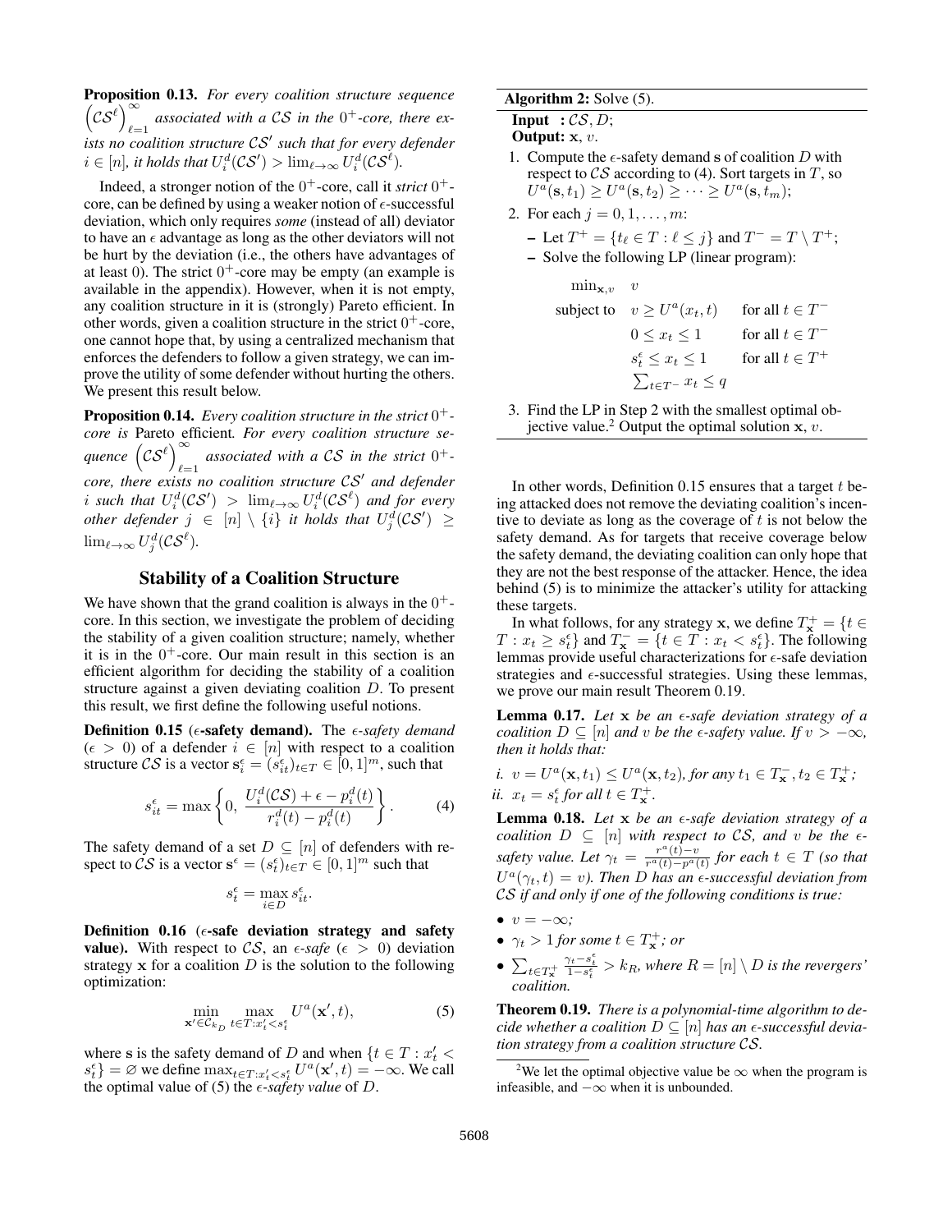**Proposition 0.13.** *For every coalition structure sequence $\left(\mathcal{CS}^\ell\right)_{\ell=1}^{\infty}$ associated with a $\mathcal{CS}$ in the $0^+$-core, there exists no coalition structure $\mathcal{CS}'$ such that for every defender $i \in [n]$, it holds that $U_i^d(\mathcal{CS}') > \lim_{\ell\to\infty} U_i^d(\mathcal{CS}^\ell)$.*

Indeed, a stronger notion of the $0^+$-core, call it *strict* $0^+$-core, can be defined by using a weaker notion of $\epsilon$-successful deviation, which only requires *some* (instead of all) deviator to have an $\epsilon$ advantage as long as the other deviators will not be hurt by the deviation (i.e., the others have advantages of at least 0). The strict $0^+$-core may be empty (an example is available in the appendix). However, when it is not empty, any coalition structure in it is (strongly) Pareto efficient. In other words, given a coalition structure in the strict $0^+$-core, one cannot hope that, by using a centralized mechanism that enforces the defenders to follow a given strategy, we can improve the utility of some defender without hurting the others. We present this result below.

**Proposition 0.14.** *Every coalition structure in the strict $0^+$-core is* Pareto efficient*. For every coalition structure sequence $\left(\mathcal{CS}^\ell\right)_{\ell=1}^{\infty}$ associated with a $\mathcal{CS}$ in the strict $0^+$-core, there exists no coalition structure $\mathcal{CS}'$ and defender $i$ such that $U_i^d(\mathcal{CS}') > \lim_{\ell\to\infty} U_i^d(\mathcal{CS}^\ell)$ and for every other defender $j \in [n] \setminus \{i\}$ it holds that $U_j^d(\mathcal{CS}') \geq \lim_{\ell\to\infty} U_j^d(\mathcal{CS}^\ell)$.*

## Stability of a Coalition Structure

We have shown that the grand coalition is always in the $0^+$-core. In this section, we investigate the problem of deciding the stability of a given coalition structure; namely, whether it is in the $0^+$-core. Our main result in this section is an efficient algorithm for deciding the stability of a coalition structure against a given deviating coalition $D$. To present this result, we first define the following useful notions.

**Definition 0.15** (**$\epsilon$-safety demand).** The *$\epsilon$-safety demand* ($\epsilon > 0$) of a defender $i \in [n]$ with respect to a coalition structure $\mathcal{CS}$ is a vector $\mathbf{s}_i^\epsilon = (s_{it}^\epsilon)_{t\in T} \in [0,1]^m$, such that

$$s_{it}^\epsilon = \max\left\{0,\ \frac{U_i^d(\mathcal{CS}) + \epsilon - p_i^d(t)}{r_i^d(t) - p_i^d(t)}\right\}. \tag{4}$$

The safety demand of a set $D \subseteq [n]$ of defenders with respect to $\mathcal{CS}$ is a vector $\mathbf{s}^\epsilon = (s_t^\epsilon)_{t\in T} \in [0,1]^m$ such that

$$s_t^\epsilon = \max_{i\in D} s_{it}^\epsilon.$$

**Definition 0.16** (**$\epsilon$-safe deviation strategy and safety value).** With respect to $\mathcal{CS}$, an *$\epsilon$-safe* ($\epsilon > 0$) deviation strategy $\mathbf{x}$ for a coalition $D$ is the solution to the following optimization:

$$\min_{\mathbf{x}'\in\mathcal{C}_{k_D}} \max_{t\in T: x'_t < s_t^\epsilon} U^a(\mathbf{x}', t), \tag{5}$$

where $\mathbf{s}$ is the safety demand of $D$ and when $\{t \in T : x'_t < s_t^\epsilon\} = \varnothing$ we define $\max_{t\in T: x'_t < s_t^\epsilon} U^a(\mathbf{x}', t) = -\infty$. We call the optimal value of (5) the *$\epsilon$-safety value* of $D$.

---

**Algorithm 2:** Solve (5).

**Input :** $\mathcal{CS}, D$;
**Output:** $\mathbf{x}$, $v$.

1. Compute the $\epsilon$-safety demand $\mathbf{s}$ of coalition $D$ with respect to $\mathcal{CS}$ according to (4). Sort targets in $T$, so $U^a(\mathbf{s}, t_1) \geq U^a(\mathbf{s}, t_2) \geq \cdots \geq U^a(\mathbf{s}, t_m)$;
2. For each $j = 0, 1, \ldots, m$:
   - Let $T^+ = \{t_\ell \in T : \ell \leq j\}$ and $T^- = T \setminus T^+$;
   - Solve the following LP (linear program):

$$\begin{aligned}
\min_{\mathbf{x},v} \quad & v \\
\text{subject to} \quad & v \geq U^a(x_t, t) && \text{for all } t \in T^- \\
& 0 \leq x_t \leq 1 && \text{for all } t \in T^- \\
& s_t^\epsilon \leq x_t \leq 1 && \text{for all } t \in T^+ \\
& \textstyle\sum_{t\in T^-} x_t \leq q
\end{aligned}$$

3. Find the LP in Step 2 with the smallest optimal objective value.[2] Output the optimal solution $\mathbf{x}$, $v$.

---

In other words, Definition 0.15 ensures that a target $t$ being attacked does not remove the deviating coalition's incentive to deviate as long as the coverage of $t$ is not below the safety demand. As for targets that receive coverage below the safety demand, the deviating coalition can only hope that they are not the best response of the attacker. Hence, the idea behind (5) is to minimize the attacker's utility for attacking these targets.

In what follows, for any strategy $\mathbf{x}$, we define $T_{\mathbf{x}}^+ = \{t \in T : x_t \geq s_t^\epsilon\}$ and $T_{\mathbf{x}}^- = \{t \in T : x_t < s_t^\epsilon\}$. The following lemmas provide useful characterizations for $\epsilon$-safe deviation strategies and $\epsilon$-successful strategies. Using these lemmas, we prove our main result Theorem 0.19.

**Lemma 0.17.** *Let $\mathbf{x}$ be an $\epsilon$-safe deviation strategy of a coalition $D \subseteq [n]$ and $v$ be the $\epsilon$-safety value. If $v > -\infty$, then it holds that:*

*i. $v = U^a(\mathbf{x}, t_1) \leq U^a(\mathbf{x}, t_2)$, for any $t_1 \in T_{\mathbf{x}}^-$, $t_2 \in T_{\mathbf{x}}^+$;*
*ii. $x_t = s_t^\epsilon$ for all $t \in T_{\mathbf{x}}^+$.*

**Lemma 0.18.** *Let $\mathbf{x}$ be an $\epsilon$-safe deviation strategy of a coalition $D \subseteq [n]$ with respect to $\mathcal{CS}$, and $v$ be the $\epsilon$-safety value. Let $\gamma_t = \frac{r^a(t) - v}{r^a(t) - p^a(t)}$ for each $t \in T$ (so that $U^a(\gamma_t, t) = v$). Then $D$ has an $\epsilon$-successful deviation from $\mathcal{CS}$ if and only if one of the following conditions is true:*

- *$v = -\infty$;*
- *$\gamma_t > 1$ for some $t \in T_{\mathbf{x}}^+$; or*
- *$\sum_{t\in T_{\mathbf{x}}^+} \frac{\gamma_t - s_t^\epsilon}{1 - s_t^\epsilon} > k_R$, where $R = [n] \setminus D$ is the revergers' coalition.*

**Theorem 0.19.** *There is a polynomial-time algorithm to decide whether a coalition $D \subseteq [n]$ has an $\epsilon$-successful deviation strategy from a coalition structure $\mathcal{CS}$.*

[2] We let the optimal objective value be $\infty$ when the program is infeasible, and $-\infty$ when it is unbounded.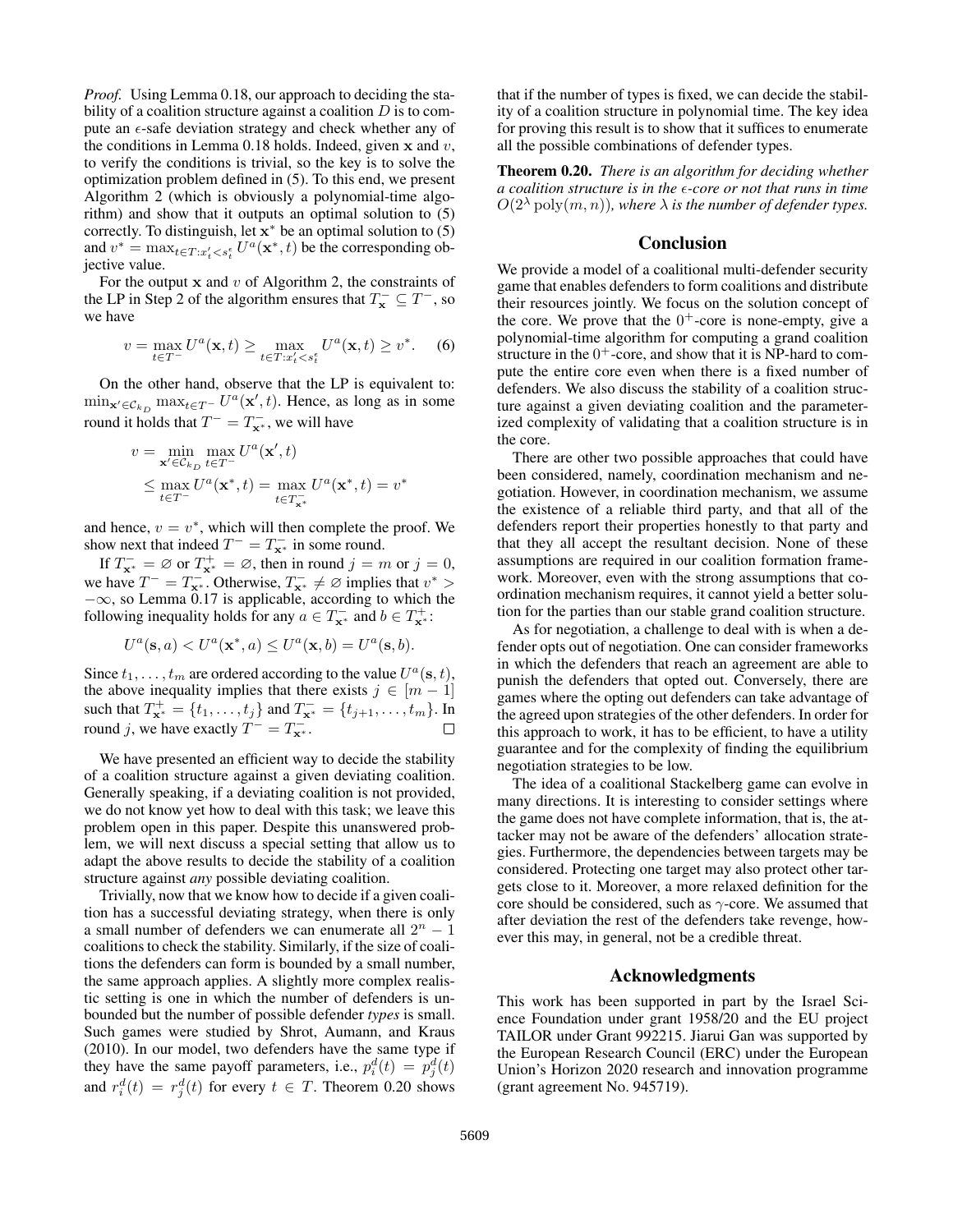*Proof.* Using Lemma 0.18, our approach to deciding the stability of a coalition structure against a coalition $D$ is to compute an $\epsilon$-safe deviation strategy and check whether any of the conditions in Lemma 0.18 holds. Indeed, given $\mathbf{x}$ and $v$, to verify the conditions is trivial, so the key is to solve the optimization problem defined in (5). To this end, we present Algorithm 2 (which is obviously a polynomial-time algorithm) and show that it outputs an optimal solution to (5) correctly. To distinguish, let $\mathbf{x}^*$ be an optimal solution to (5) and $v^* = \max_{t \in T: x'_t < s^\epsilon_t} U^a(\mathbf{x}^*, t)$ be the corresponding objective value.

For the output $\mathbf{x}$ and $v$ of Algorithm 2, the constraints of the LP in Step 2 of the algorithm ensures that $T^-_{\mathbf{x}} \subseteq T^-$, so we have

$$v = \max_{t \in T^-} U^a(\mathbf{x}, t) \geq \max_{t \in T: x'_t < s^\epsilon_t} U^a(\mathbf{x}, t) \geq v^*. \quad (6)$$

On the other hand, observe that the LP is equivalent to: $\min_{\mathbf{x}' \in \mathcal{C}_{k_D}} \max_{t \in T^-} U^a(\mathbf{x}', t)$. Hence, as long as in some round it holds that $T^- = T^-_{\mathbf{x}^*}$, we will have

$$\begin{aligned} v &= \min_{\mathbf{x}' \in \mathcal{C}_{k_D}} \max_{t \in T^-} U^a(\mathbf{x}', t) \\ &\leq \max_{t \in T^-} U^a(\mathbf{x}^*, t) = \max_{t \in T^-_{\mathbf{x}^*}} U^a(\mathbf{x}^*, t) = v^* \end{aligned}$$

and hence, $v = v^*$, which will then complete the proof. We show next that indeed $T^- = T^-_{\mathbf{x}^*}$ in some round.

If $T^-_{\mathbf{x}^*} = \varnothing$ or $T^+_{\mathbf{x}^*} = \varnothing$, then in round $j = m$ or $j = 0$, we have $T^- = T^-_{\mathbf{x}^*}$. Otherwise, $T^-_{\mathbf{x}^*} \neq \varnothing$ implies that $v^* > -\infty$, so Lemma 0.17 is applicable, according to which the following inequality holds for any $a \in T^-_{\mathbf{x}^*}$ and $b \in T^+_{\mathbf{x}^*}$:

$$U^a(\mathbf{s}, a) < U^a(\mathbf{x}^*, a) \leq U^a(\mathbf{x}, b) = U^a(\mathbf{s}, b).$$

Since $t_1, \ldots, t_m$ are ordered according to the value $U^a(\mathbf{s}, t)$, the above inequality implies that there exists $j \in [m-1]$ such that $T^+_{\mathbf{x}^*} = \{t_1, \ldots, t_j\}$ and $T^-_{\mathbf{x}^*} = \{t_{j+1}, \ldots, t_m\}$. In round $j$, we have exactly $T^- = T^-_{\mathbf{x}^*}$. □

We have presented an efficient way to decide the stability of a coalition structure against a given deviating coalition. Generally speaking, if a deviating coalition is not provided, we do not know yet how to deal with this task; we leave this problem open in this paper. Despite this unanswered problem, we will next discuss a special setting that allow us to adapt the above results to decide the stability of a coalition structure against *any* possible deviating coalition.

Trivially, now that we know how to decide if a given coalition has a successful deviating strategy, when there is only a small number of defenders we can enumerate all $2^n - 1$ coalitions to check the stability. Similarly, if the size of coalitions the defenders can form is bounded by a small number, the same approach applies. A slightly more complex realistic setting is one in which the number of defenders is unbounded but the number of possible defender *types* is small. Such games were studied by Shrot, Aumann, and Kraus (2010). In our model, two defenders have the same type if they have the same payoff parameters, i.e., $p^d_i(t) = p^d_j(t)$ and $r^d_i(t) = r^d_j(t)$ for every $t \in T$. Theorem 0.20 shows that if the number of types is fixed, we can decide the stability of a coalition structure in polynomial time. The key idea for proving this result is to show that it suffices to enumerate all the possible combinations of defender types.

**Theorem 0.20.** *There is an algorithm for deciding whether a coalition structure is in the $\epsilon$-core or not that runs in time $O(2^\lambda \operatorname{poly}(m, n))$, where $\lambda$ is the number of defender types.*

## Conclusion

We provide a model of a coalitional multi-defender security game that enables defenders to form coalitions and distribute their resources jointly. We focus on the solution concept of the core. We prove that the $0^+$-core is none-empty, give a polynomial-time algorithm for computing a grand coalition structure in the $0^+$-core, and show that it is NP-hard to compute the entire core even when there is a fixed number of defenders. We also discuss the stability of a coalition structure against a given deviating coalition and the parameterized complexity of validating that a coalition structure is in the core.

There are other two possible approaches that could have been considered, namely, coordination mechanism and negotiation. However, in coordination mechanism, we assume the existence of a reliable third party, and that all of the defenders report their properties honestly to that party and that they all accept the resultant decision. None of these assumptions are required in our coalition formation framework. Moreover, even with the strong assumptions that coordination mechanism requires, it cannot yield a better solution for the parties than our stable grand coalition structure.

As for negotiation, a challenge to deal with is when a defender opts out of negotiation. One can consider frameworks in which the defenders that reach an agreement are able to punish the defenders that opted out. Conversely, there are games where the opting out defenders can take advantage of the agreed upon strategies of the other defenders. In order for this approach to work, it has to be efficient, to have a utility guarantee and for the complexity of finding the equilibrium negotiation strategies to be low.

The idea of a coalitional Stackelberg game can evolve in many directions. It is interesting to consider settings where the game does not have complete information, that is, the attacker may not be aware of the defenders' allocation strategies. Furthermore, the dependencies between targets may be considered. Protecting one target may also protect other targets close to it. Moreover, a more relaxed definition for the core should be considered, such as $\gamma$-core. We assumed that after deviation the rest of the defenders take revenge, however this may, in general, not be a credible threat.

## Acknowledgments

This work has been supported in part by the Israel Science Foundation under grant 1958/20 and the EU project TAILOR under Grant 992215. Jiarui Gan was supported by the European Research Council (ERC) under the European Union's Horizon 2020 research and innovation programme (grant agreement No. 945719).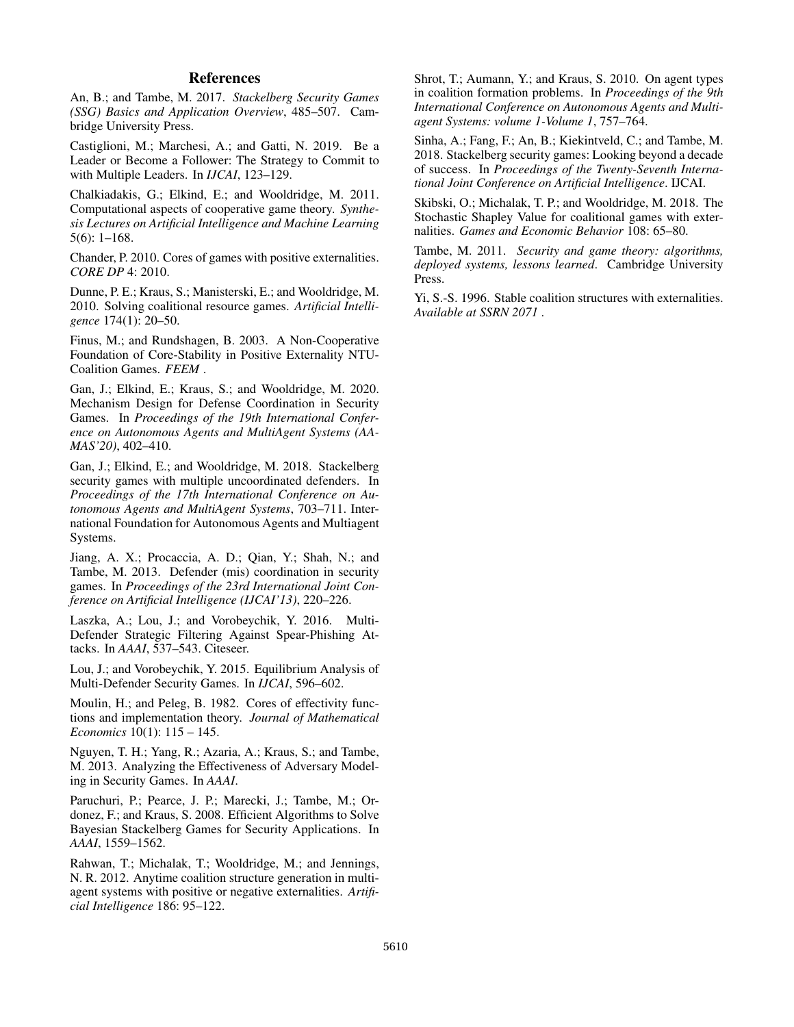## References

An, B.; and Tambe, M. 2017. *Stackelberg Security Games (SSG) Basics and Application Overview*, 485–507. Cambridge University Press.

Castiglioni, M.; Marchesi, A.; and Gatti, N. 2019. Be a Leader or Become a Follower: The Strategy to Commit to with Multiple Leaders. In *IJCAI*, 123–129.

Chalkiadakis, G.; Elkind, E.; and Wooldridge, M. 2011. Computational aspects of cooperative game theory. *Synthesis Lectures on Artificial Intelligence and Machine Learning* 5(6): 1–168.

Chander, P. 2010. Cores of games with positive externalities. *CORE DP* 4: 2010.

Dunne, P. E.; Kraus, S.; Manisterski, E.; and Wooldridge, M. 2010. Solving coalitional resource games. *Artificial Intelligence* 174(1): 20–50.

Finus, M.; and Rundshagen, B. 2003. A Non-Cooperative Foundation of Core-Stability in Positive Externality NTU-Coalition Games. *FEEM* .

Gan, J.; Elkind, E.; Kraus, S.; and Wooldridge, M. 2020. Mechanism Design for Defense Coordination in Security Games. In *Proceedings of the 19th International Conference on Autonomous Agents and MultiAgent Systems (AAMAS'20)*, 402–410.

Gan, J.; Elkind, E.; and Wooldridge, M. 2018. Stackelberg security games with multiple uncoordinated defenders. In *Proceedings of the 17th International Conference on Autonomous Agents and MultiAgent Systems*, 703–711. International Foundation for Autonomous Agents and Multiagent Systems.

Jiang, A. X.; Procaccia, A. D.; Qian, Y.; Shah, N.; and Tambe, M. 2013. Defender (mis) coordination in security games. In *Proceedings of the 23rd International Joint Conference on Artificial Intelligence (IJCAI'13)*, 220–226.

Laszka, A.; Lou, J.; and Vorobeychik, Y. 2016. Multi-Defender Strategic Filtering Against Spear-Phishing Attacks. In *AAAI*, 537–543. Citeseer.

Lou, J.; and Vorobeychik, Y. 2015. Equilibrium Analysis of Multi-Defender Security Games. In *IJCAI*, 596–602.

Moulin, H.; and Peleg, B. 1982. Cores of effectivity functions and implementation theory. *Journal of Mathematical Economics* 10(1): 115 – 145.

Nguyen, T. H.; Yang, R.; Azaria, A.; Kraus, S.; and Tambe, M. 2013. Analyzing the Effectiveness of Adversary Modeling in Security Games. In *AAAI*.

Paruchuri, P.; Pearce, J. P.; Marecki, J.; Tambe, M.; Ordonez, F.; and Kraus, S. 2008. Efficient Algorithms to Solve Bayesian Stackelberg Games for Security Applications. In *AAAI*, 1559–1562.

Rahwan, T.; Michalak, T.; Wooldridge, M.; and Jennings, N. R. 2012. Anytime coalition structure generation in multiagent systems with positive or negative externalities. *Artificial Intelligence* 186: 95–122.

Shrot, T.; Aumann, Y.; and Kraus, S. 2010. On agent types in coalition formation problems. In *Proceedings of the 9th International Conference on Autonomous Agents and Multiagent Systems: volume 1-Volume 1*, 757–764.

Sinha, A.; Fang, F.; An, B.; Kiekintveld, C.; and Tambe, M. 2018. Stackelberg security games: Looking beyond a decade of success. In *Proceedings of the Twenty-Seventh International Joint Conference on Artificial Intelligence*. IJCAI.

Skibski, O.; Michalak, T. P.; and Wooldridge, M. 2018. The Stochastic Shapley Value for coalitional games with externalities. *Games and Economic Behavior* 108: 65–80.

Tambe, M. 2011. *Security and game theory: algorithms, deployed systems, lessons learned*. Cambridge University Press.

Yi, S.-S. 1996. Stable coalition structures with externalities. *Available at SSRN 2071* .